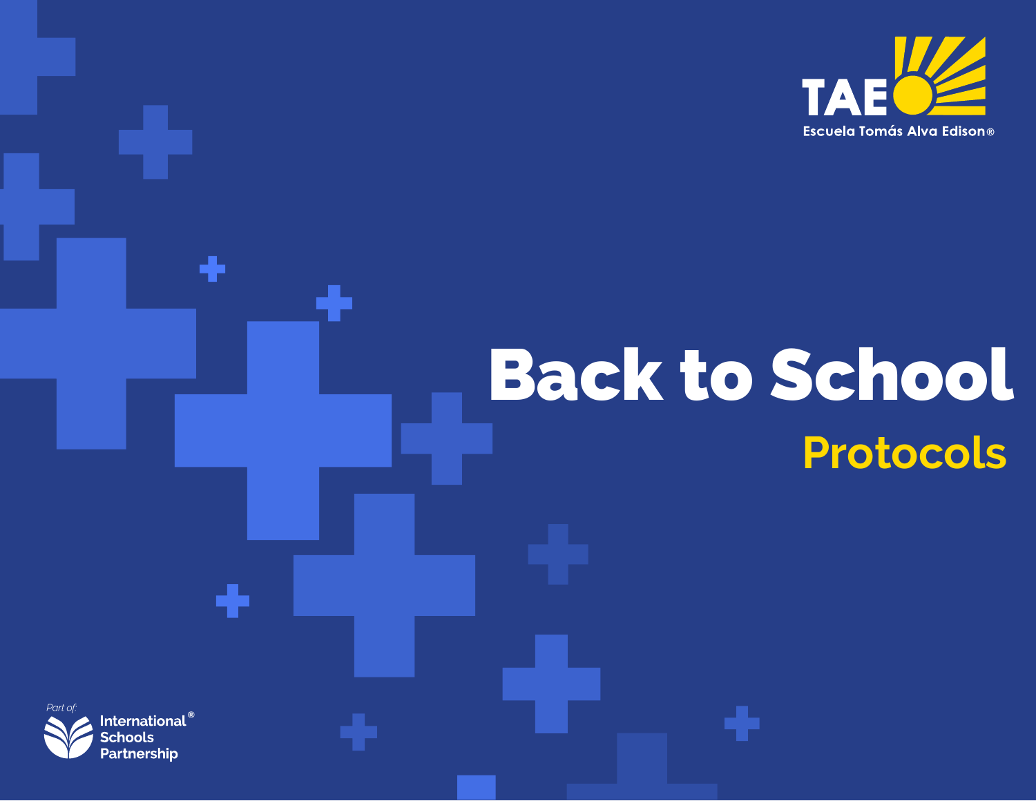TAE

Escuela Tomás Alva Edison®

# Back to School

## Protocols

Part of:

International® Schools Partnership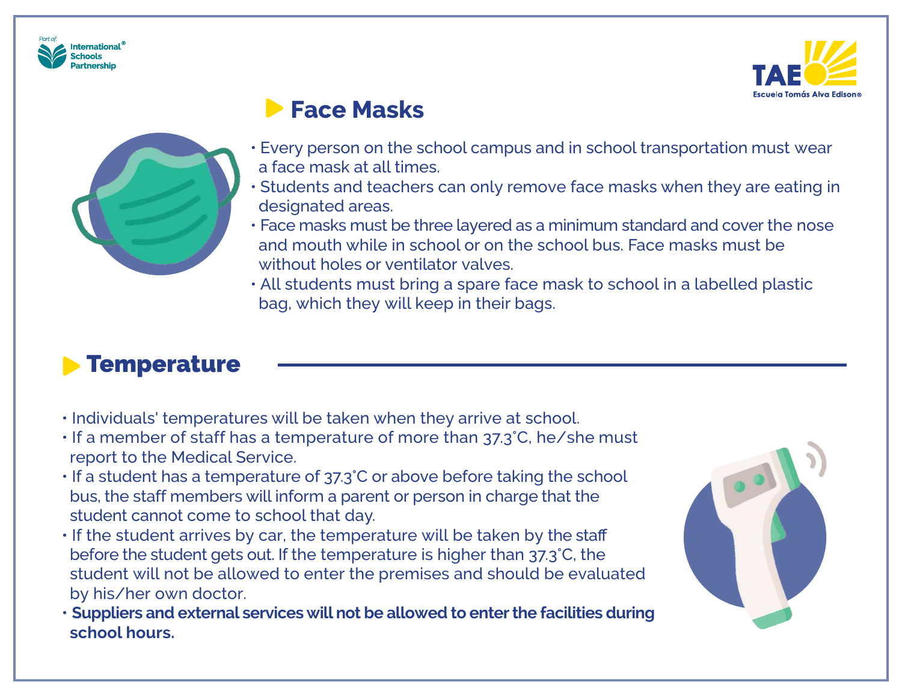## Face Masks

- Every person on the school campus and in school transportation must wear a face mask at all times.
- Students and teachers can only remove face masks when they are eating in designated areas.
- Face masks must be three layered as a minimum standard and cover the nose and mouth while in school or on the school bus. Face masks must be without holes or ventilator valves.
- All students must bring a spare face mask to school in a labelled plastic bag, which they will keep in their bags.

## Temperature

- Individuals' temperatures will be taken when they arrive at school.
- If a member of staff has a temperature of more than 37.3˚C, he/she must report to the Medical Service.
- If a student has a temperature of 37.3˚C or above before taking the school bus, the staff members will inform a parent or person in charge that the student cannot come to school that day.
- If the student arrives by car, the temperature will be taken by the staff before the student gets out. If the temperature is higher than 37.3˚C, the student will not be allowed to enter the premises and should be evaluated by his/her own doctor.
- **Suppliers and external services will not be allowed to enter the facilities during school hours.**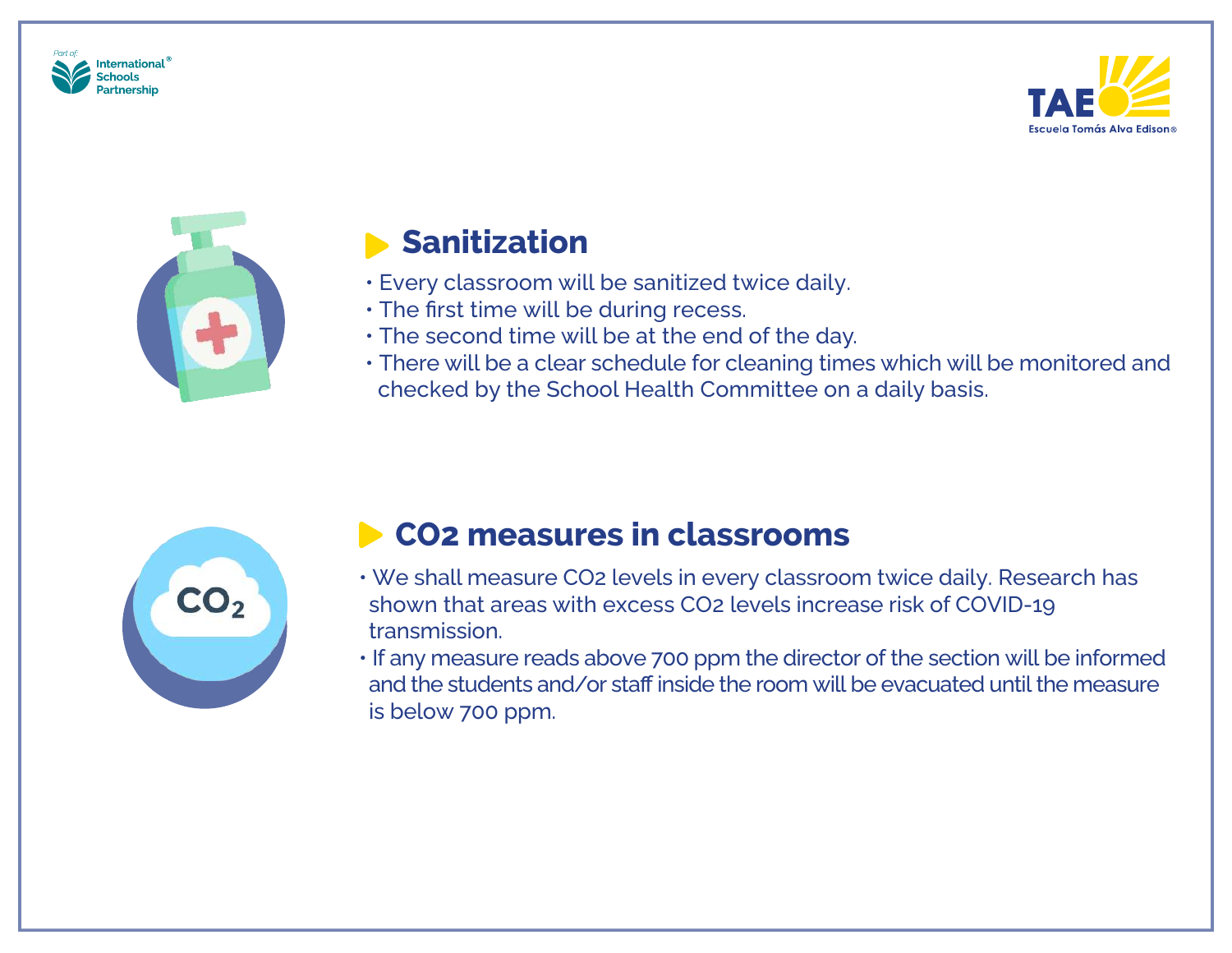## Sanitization

- Every classroom will be sanitized twice daily.
- The first time will be during recess.
- The second time will be at the end of the day.
- There will be a clear schedule for cleaning times which will be monitored and checked by the School Health Committee on a daily basis.

## $CO_2$ measures in classrooms

- We shall measure $CO_2$ levels in every classroom twice daily. Research has shown that areas with excess $CO_2$ levels increase risk of COVID-19 transmission.
- If any measure reads above 700 ppm the director of the section will be informed and the students and/or staff inside the room will be evacuated until the measure is below 700 ppm.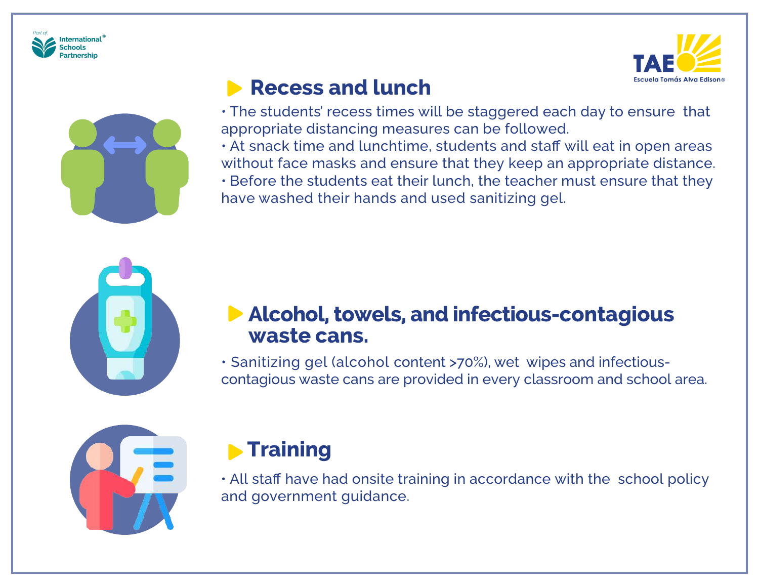## Recess and lunch

- The students' recess times will be staggered each day to ensure that appropriate distancing measures can be followed.
- At snack time and lunchtime, students and staff will eat in open areas without face masks and ensure that they keep an appropriate distance.
- Before the students eat their lunch, the teacher must ensure that they have washed their hands and used sanitizing gel.

## Alcohol, towels, and infectious-contagious waste cans.

- Sanitizing gel (alcohol content >70%), wet wipes and infectious-contagious waste cans are provided in every classroom and school area.

## Training

- All staff have had onsite training in accordance with the school policy and government guidance.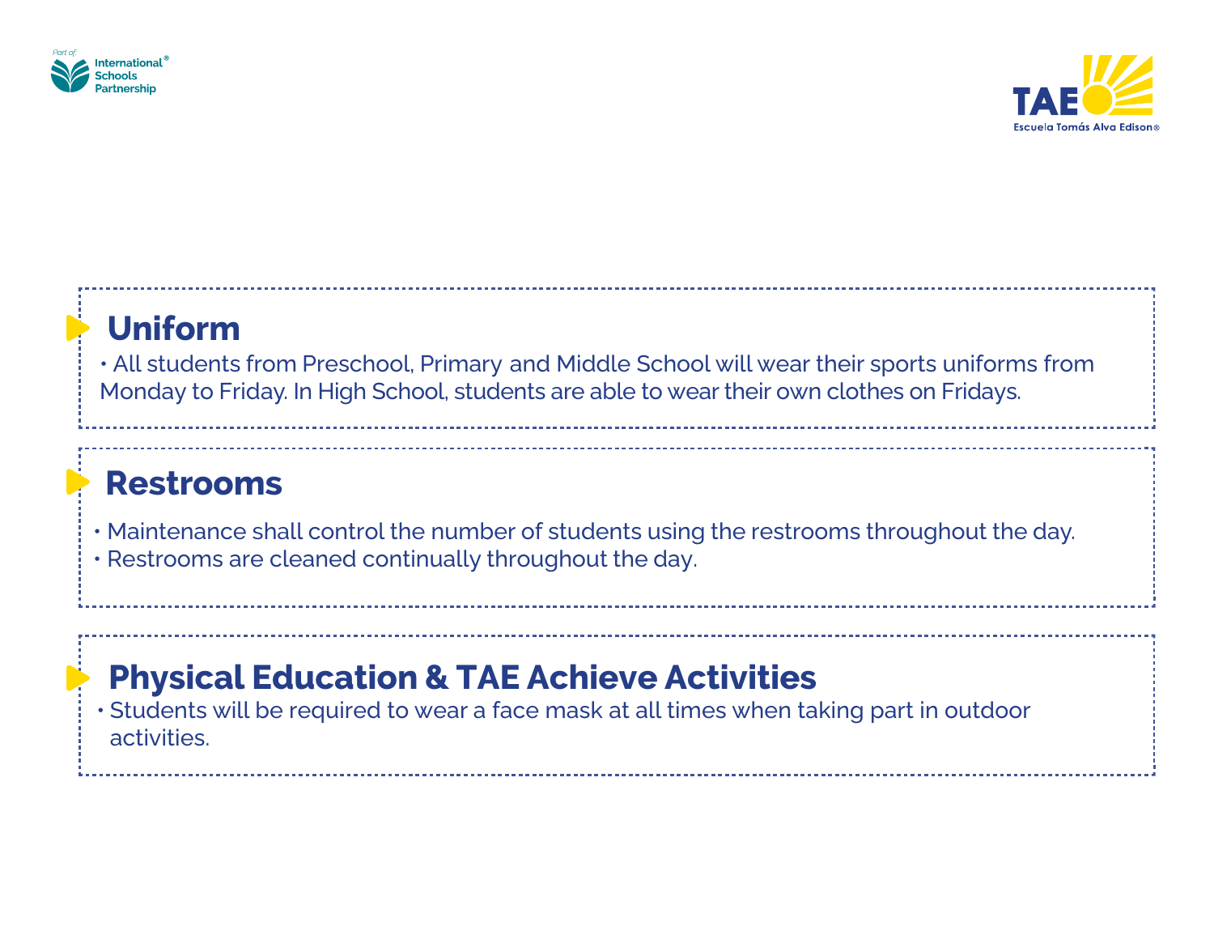## Uniform

- All students from Preschool, Primary and Middle School will wear their sports uniforms from Monday to Friday. In High School, students are able to wear their own clothes on Fridays.

## Restrooms

- Maintenance shall control the number of students using the restrooms throughout the day.
- Restrooms are cleaned continually throughout the day.

## Physical Education & TAE Achieve Activities

- Students will be required to wear a face mask at all times when taking part in outdoor activities.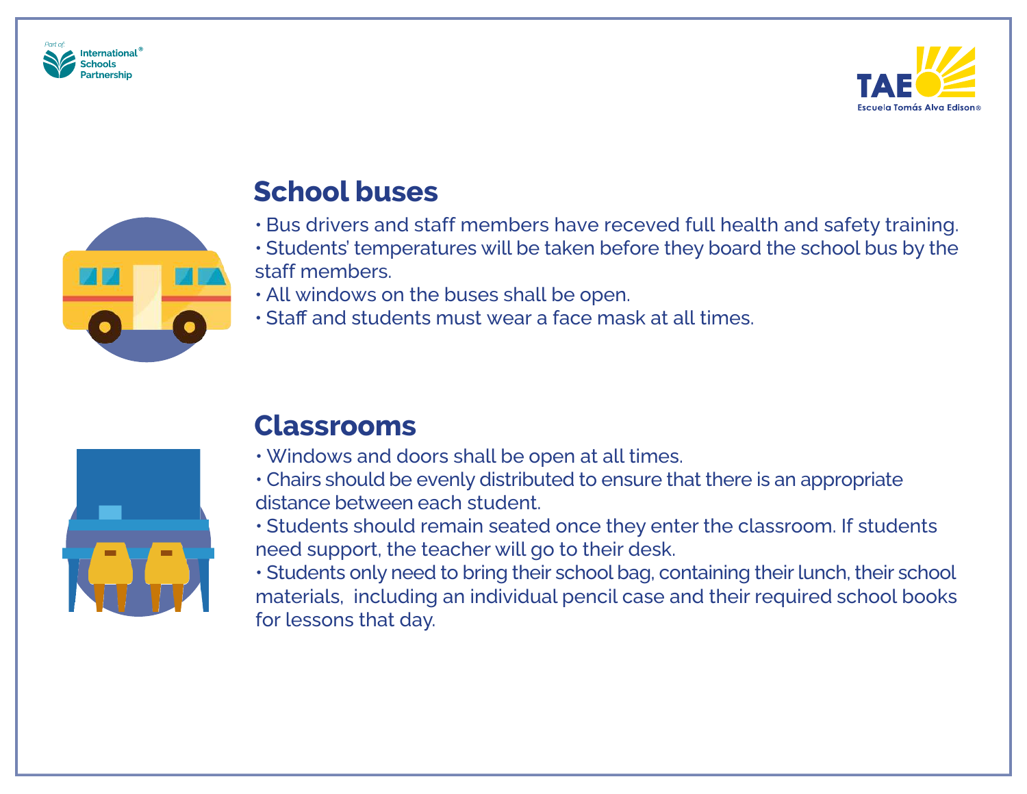## School buses

- Bus drivers and staff members have receved full health and safety training.
- Students' temperatures will be taken before they board the school bus by the staff members.
- All windows on the buses shall be open.
- Staff and students must wear a face mask at all times.

## Classrooms

- Windows and doors shall be open at all times.
- Chairs should be evenly distributed to ensure that there is an appropriate distance between each student.
- Students should remain seated once they enter the classroom. If students need support, the teacher will go to their desk.
- Students only need to bring their school bag, containing their lunch, their school materials, including an individual pencil case and their required school books for lessons that day.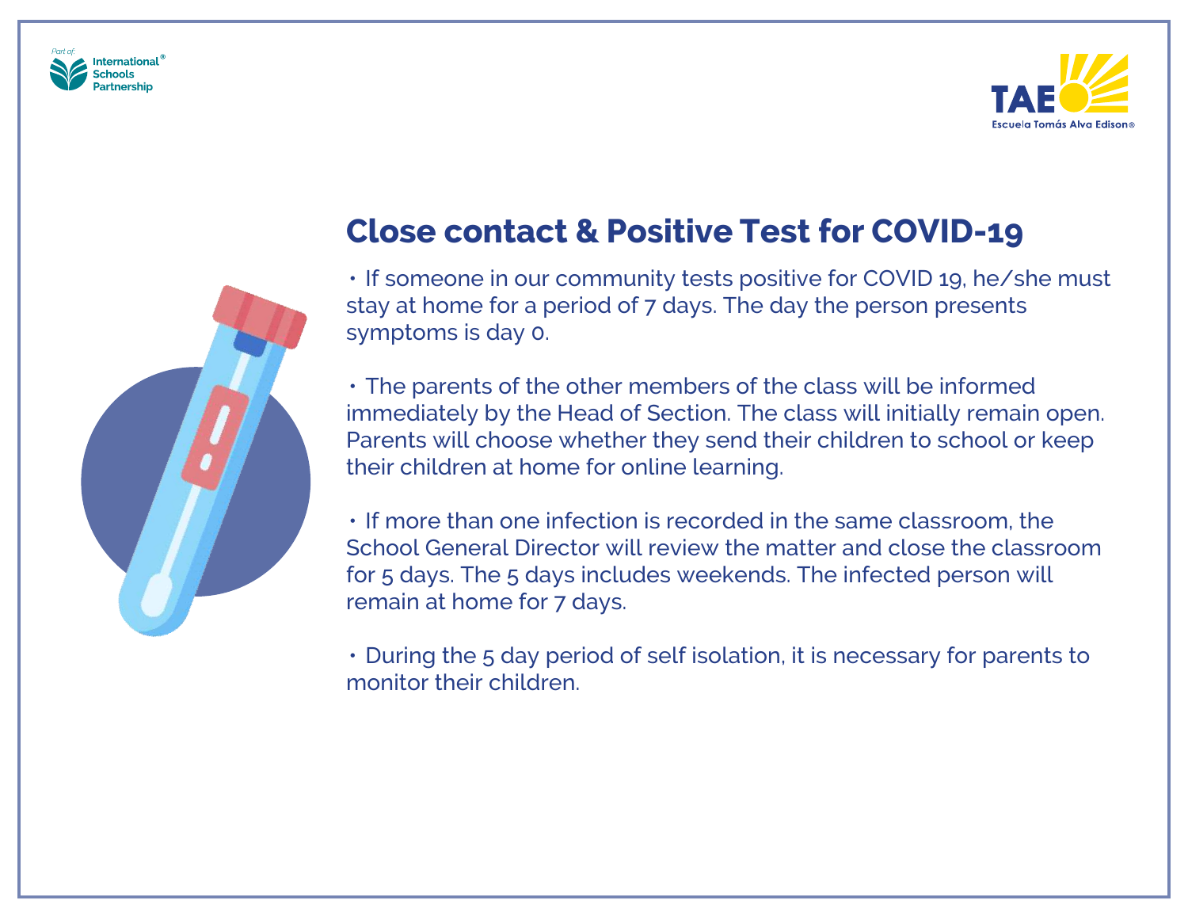## Close contact & Positive Test for COVID-19

- If someone in our community tests positive for COVID 19, he/she must stay at home for a period of 7 days. The day the person presents symptoms is day 0.

- The parents of the other members of the class will be informed immediately by the Head of Section. The class will initially remain open. Parents will choose whether they send their children to school or keep their children at home for online learning.

- If more than one infection is recorded in the same classroom, the School General Director will review the matter and close the classroom for 5 days. The 5 days includes weekends. The infected person will remain at home for 7 days.

- During the 5 day period of self isolation, it is necessary for parents to monitor their children.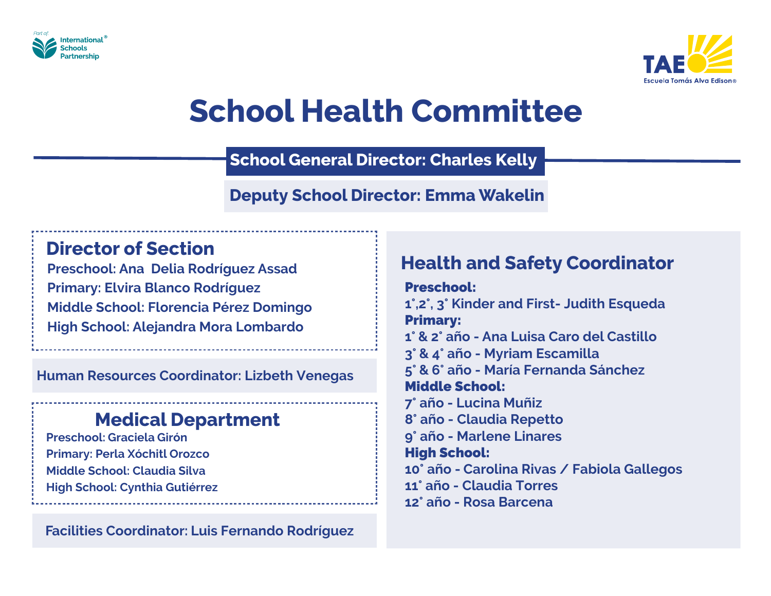# School Health Committee

**School General Director: Charles Kelly**

**Deputy School Director: Emma Wakelin**

## Director of Section

Preschool: Ana  Delia Rodríguez Assad

Primary: Elvira Blanco Rodríguez

Middle School: Florencia Pérez Domingo

High School: Alejandra Mora Lombardo

**Human Resources Coordinator: Lizbeth Venegas**

## Medical Department

Preschool: Graciela Girón

Primary: Perla Xóchitl Orozco

Middle School: Claudia Silva

High School: Cynthia Gutiérrez

**Facilities Coordinator: Luis Fernando Rodríguez**

## Health and Safety Coordinator

**Preschool:**

1°,2°, 3° Kinder and First- Judith Esqueda

**Primary:**

1° & 2° año - Ana Luisa Caro del Castillo

3° & 4° año - Myriam Escamilla

5° & 6° año - María Fernanda Sánchez

**Middle School:**

7° año - Lucina Muñiz

8° año - Claudia Repetto

9° año - Marlene Linares

**High School:**

10° año - Carolina Rivas / Fabiola Gallegos

11° año - Claudia Torres

12° año - Rosa Barcena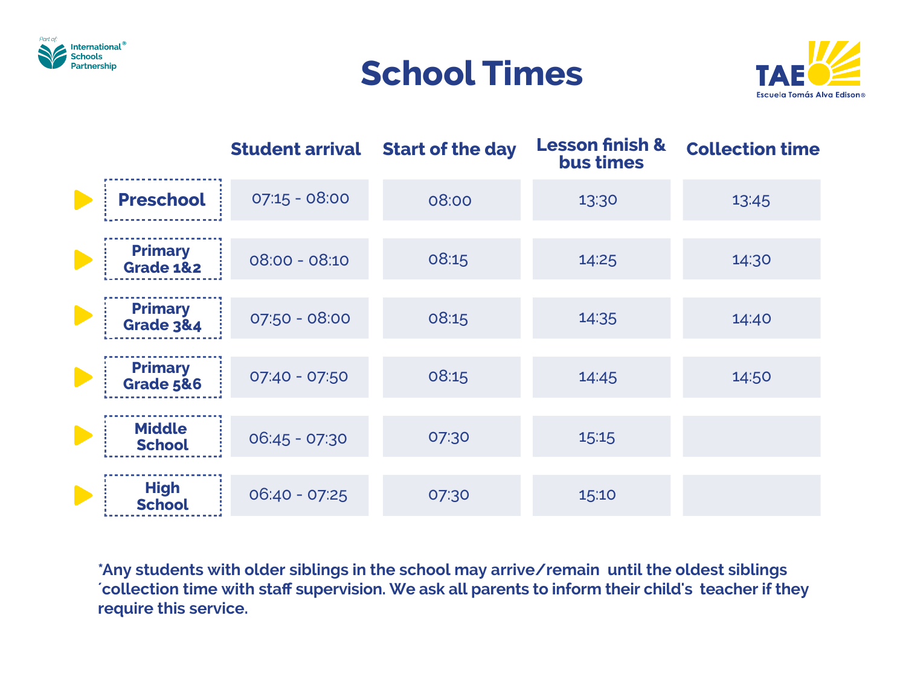Part of: International® Schools Partnership

# School Times

TAE Escuela Tomás Alva Edison®

| | Student arrival | Start of the day | Lesson finish & bus times | Collection time |
|---|---|---|---|---|
| **Preschool** | 07:15 - 08:00 | 08:00 | 13:30 | 13:45 |
| **Primary Grade 1&2** | 08:00 - 08:10 | 08:15 | 14:25 | 14:30 |
| **Primary Grade 3&4** | 07:50 - 08:00 | 08:15 | 14:35 | 14:40 |
| **Primary Grade 5&6** | 07:40 - 07:50 | 08:15 | 14:45 | 14:50 |
| **Middle School** | 06:45 - 07:30 | 07:30 | 15:15 | |
| **High School** | 06:40 - 07:25 | 07:30 | 15:10 | |

**\*Any students with older siblings in the school may arrive/remain until the oldest siblings ´collection time with staff supervision. We ask all parents to inform their child's teacher if they require this service.**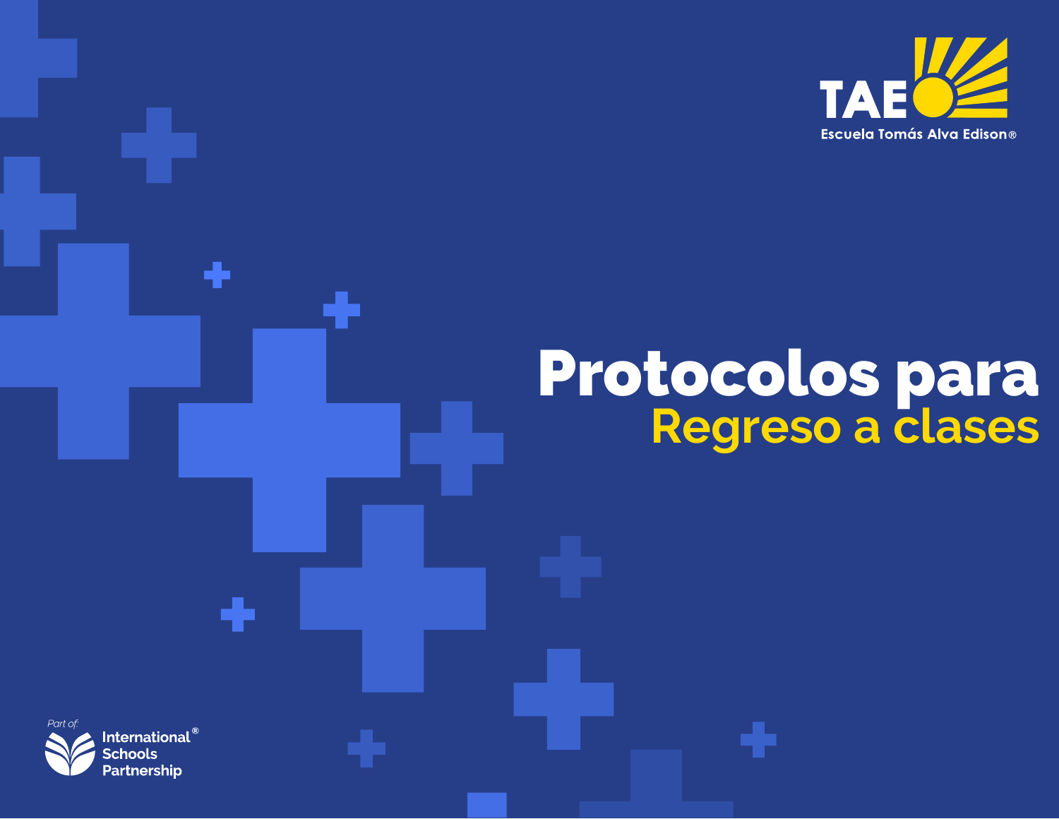TAE

Escuela Tomás Alva Edison®

# Protocolos para Regreso a clases

Part of: International® Schools Partnership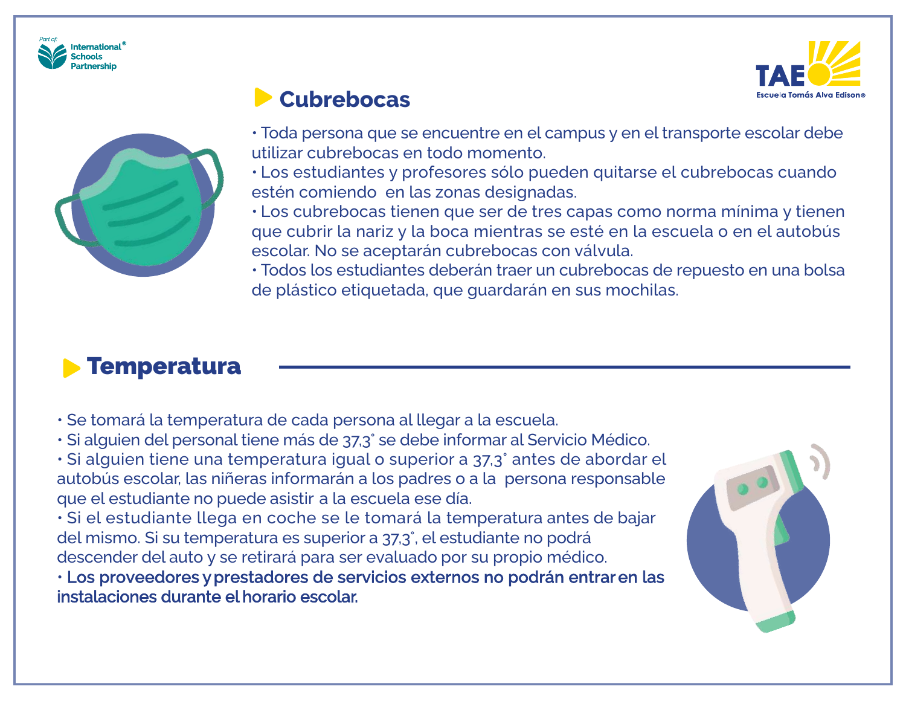## Cubrebocas

- Toda persona que se encuentre en el campus y en el transporte escolar debe utilizar cubrebocas en todo momento.
- Los estudiantes y profesores sólo pueden quitarse el cubrebocas cuando estén comiendo en las zonas designadas.
- Los cubrebocas tienen que ser de tres capas como norma mínima y tienen que cubrir la nariz y la boca mientras se esté en la escuela o en el autobús escolar. No se aceptarán cubrebocas con válvula.
- Todos los estudiantes deberán traer un cubrebocas de repuesto en una bolsa de plástico etiquetada, que guardarán en sus mochilas.

## Temperatura

- Se tomará la temperatura de cada persona al llegar a la escuela.
- Si alguien del personal tiene más de 37,3˚ se debe informar al Servicio Médico.
- Si alguien tiene una temperatura igual o superior a 37,3˚ antes de abordar el autobús escolar, las niñeras informarán a los padres o a la persona responsable que el estudiante no puede asistir a la escuela ese día.
- Si el estudiante llega en coche se le tomará la temperatura antes de bajar del mismo. Si su temperatura es superior a 37,3˚, el estudiante no podrá descender del auto y se retirará para ser evaluado por su propio médico.
- **Los proveedores y prestadores de servicios externos no podrán entrar en las instalaciones durante el horario escolar.**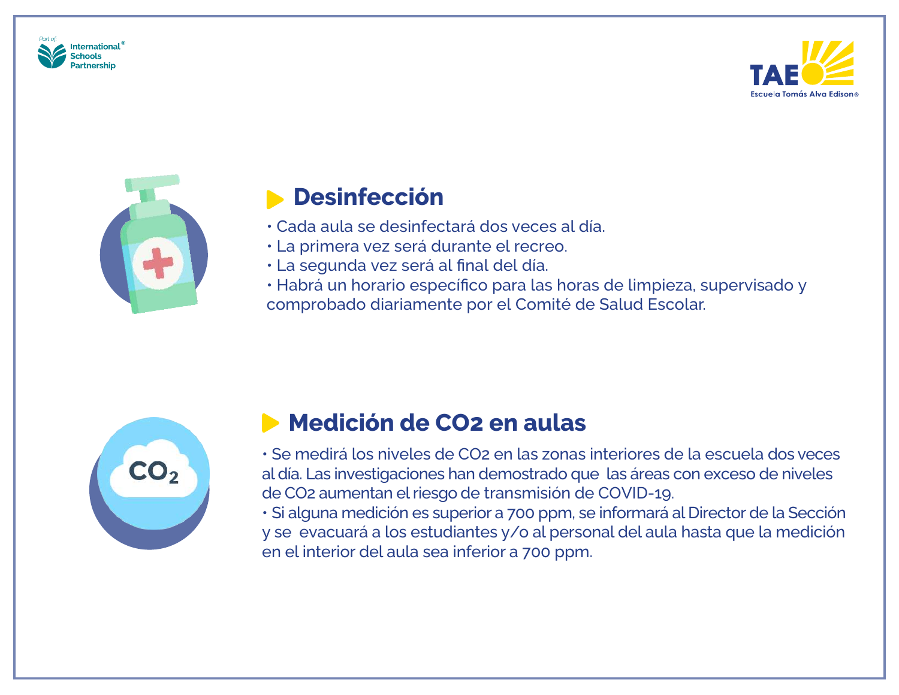## Desinfección

- Cada aula se desinfectará dos veces al día.
- La primera vez será durante el recreo.
- La segunda vez será al final del día.
- Habrá un horario específico para las horas de limpieza, supervisado y comprobado diariamente por el Comité de Salud Escolar.

## Medición de $CO_2$ en aulas

- Se medirá los niveles de $CO_2$ en las zonas interiores de la escuela dos veces al día. Las investigaciones han demostrado que las áreas con exceso de niveles de $CO_2$ aumentan el riesgo de transmisión de COVID-19.
- Si alguna medición es superior a 700 ppm, se informará al Director de la Sección y se evacuará a los estudiantes y/o al personal del aula hasta que la medición en el interior del aula sea inferior a 700 ppm.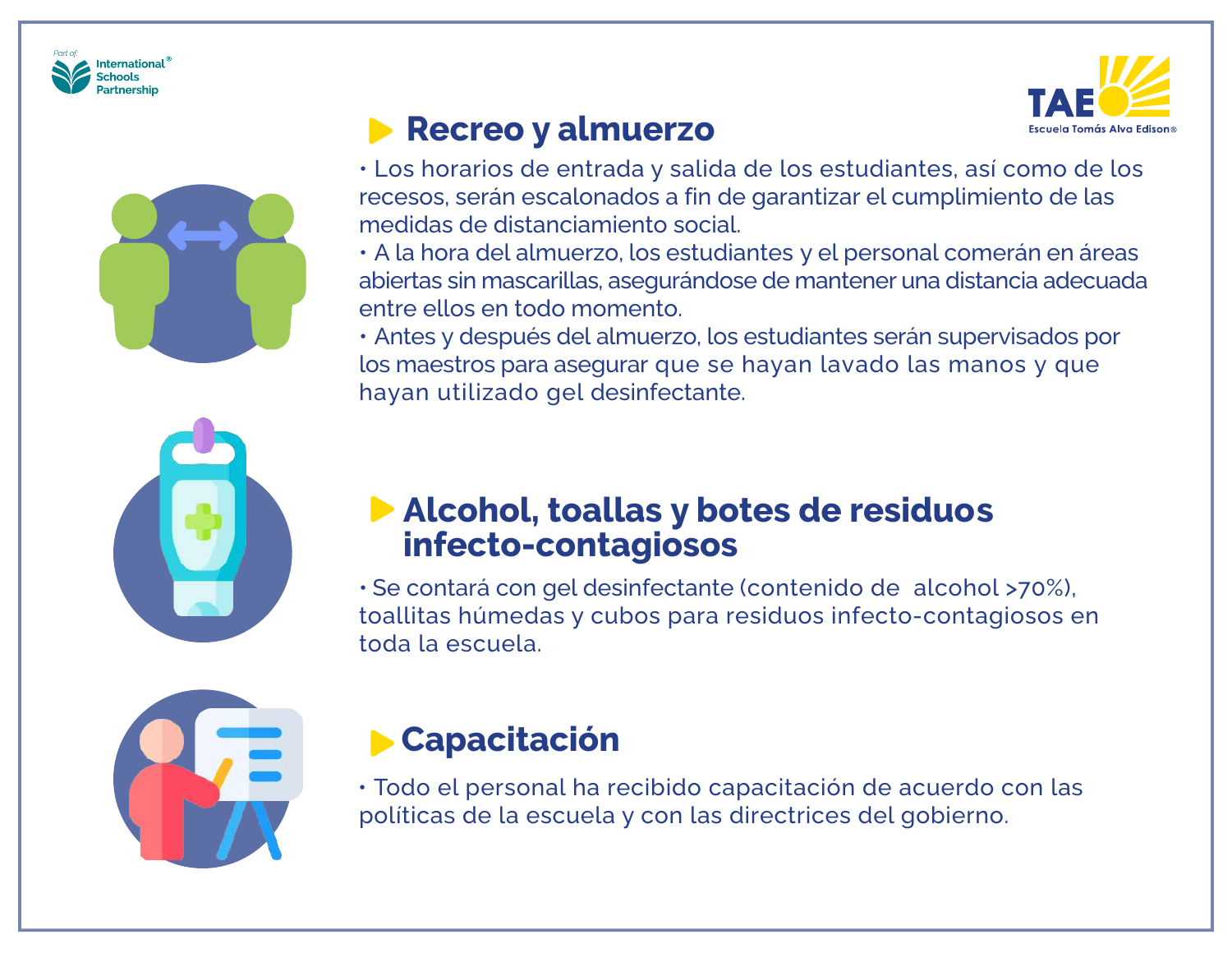## Recreo y almuerzo

- Los horarios de entrada y salida de los estudiantes, así como de los recesos, serán escalonados a fin de garantizar el cumplimiento de las medidas de distanciamiento social.
- A la hora del almuerzo, los estudiantes y el personal comerán en áreas abiertas sin mascarillas, asegurándose de mantener una distancia adecuada entre ellos en todo momento.
- Antes y después del almuerzo, los estudiantes serán supervisados por los maestros para asegurar que se hayan lavado las manos y que hayan utilizado gel desinfectante.

## Alcohol, toallas y botes de residuos infecto-contagiosos

- Se contará con gel desinfectante (contenido de alcohol >70%), toallitas húmedas y cubos para residuos infecto-contagiosos en toda la escuela.

## Capacitación

- Todo el personal ha recibido capacitación de acuerdo con las políticas de la escuela y con las directrices del gobierno.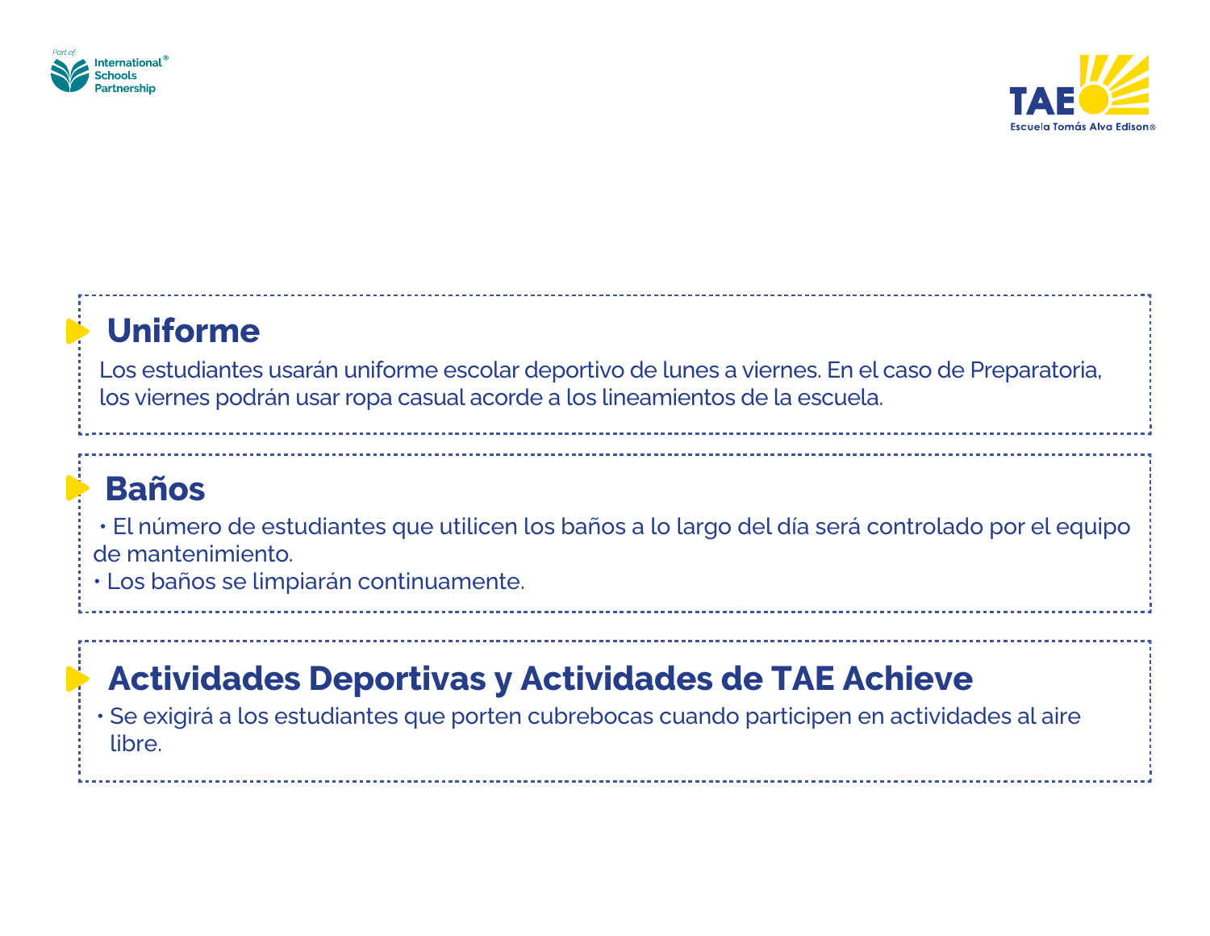## Uniforme

Los estudiantes usarán uniforme escolar deportivo de lunes a viernes. En el caso de Preparatoria, los viernes podrán usar ropa casual acorde a los lineamientos de la escuela.

## Baños

- El número de estudiantes que utilicen los baños a lo largo del día será controlado por el equipo de mantenimiento.
- Los baños se limpiarán continuamente.

## Actividades Deportivas y Actividades de TAE Achieve

- Se exigirá a los estudiantes que porten cubrebocas cuando participen en actividades al aire libre.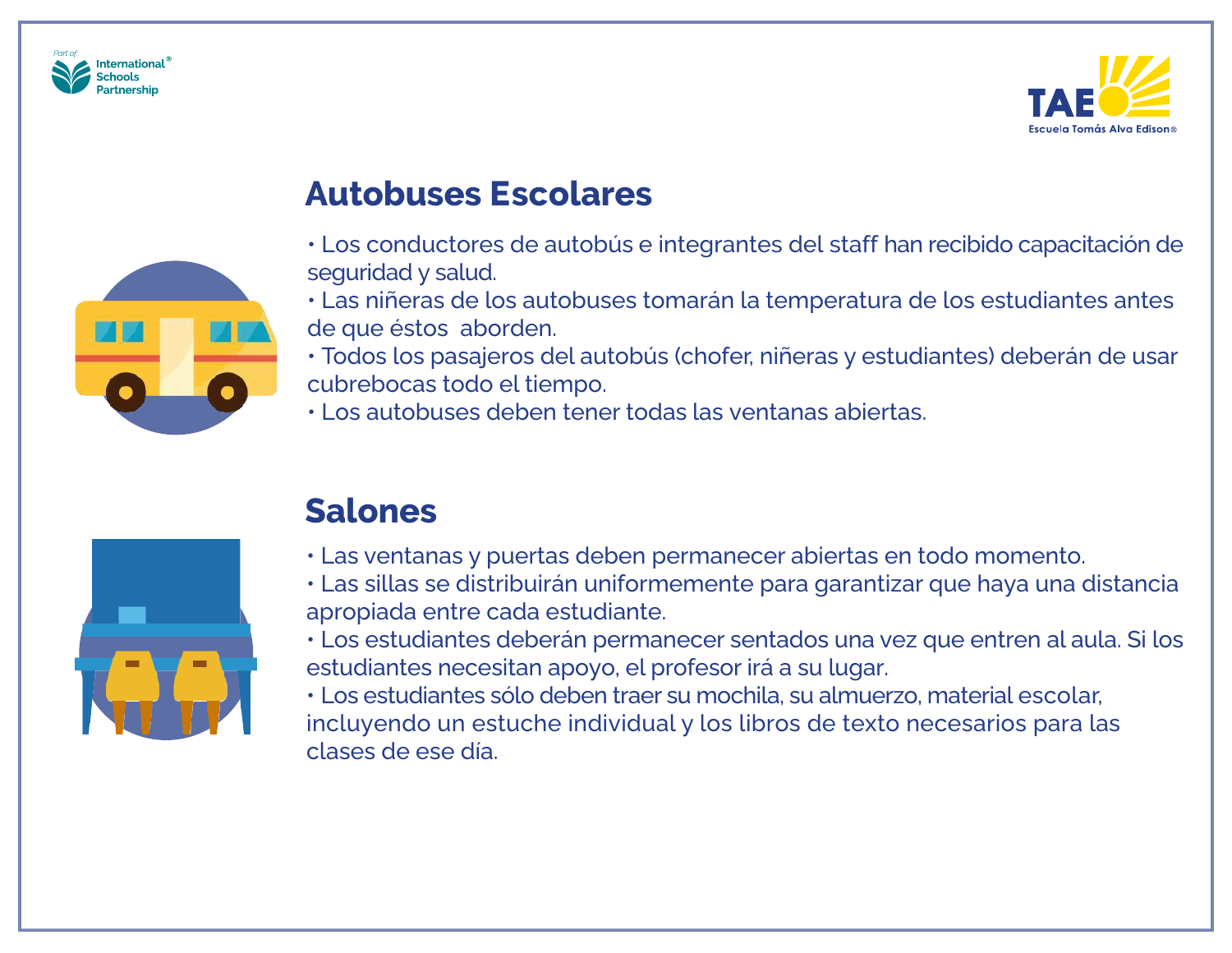## Autobuses Escolares

- Los conductores de autobús e integrantes del staff han recibido capacitación de seguridad y salud.
- Las niñeras de los autobuses tomarán la temperatura de los estudiantes antes de que éstos aborden.
- Todos los pasajeros del autobús (chofer, niñeras y estudiantes) deberán de usar cubrebocas todo el tiempo.
- Los autobuses deben tener todas las ventanas abiertas.

## Salones

- Las ventanas y puertas deben permanecer abiertas en todo momento.
- Las sillas se distribuirán uniformemente para garantizar que haya una distancia apropiada entre cada estudiante.
- Los estudiantes deberán permanecer sentados una vez que entren al aula. Si los estudiantes necesitan apoyo, el profesor irá a su lugar.
- Los estudiantes sólo deben traer su mochila, su almuerzo, material escolar, incluyendo un estuche individual y los libros de texto necesarios para las clases de ese día.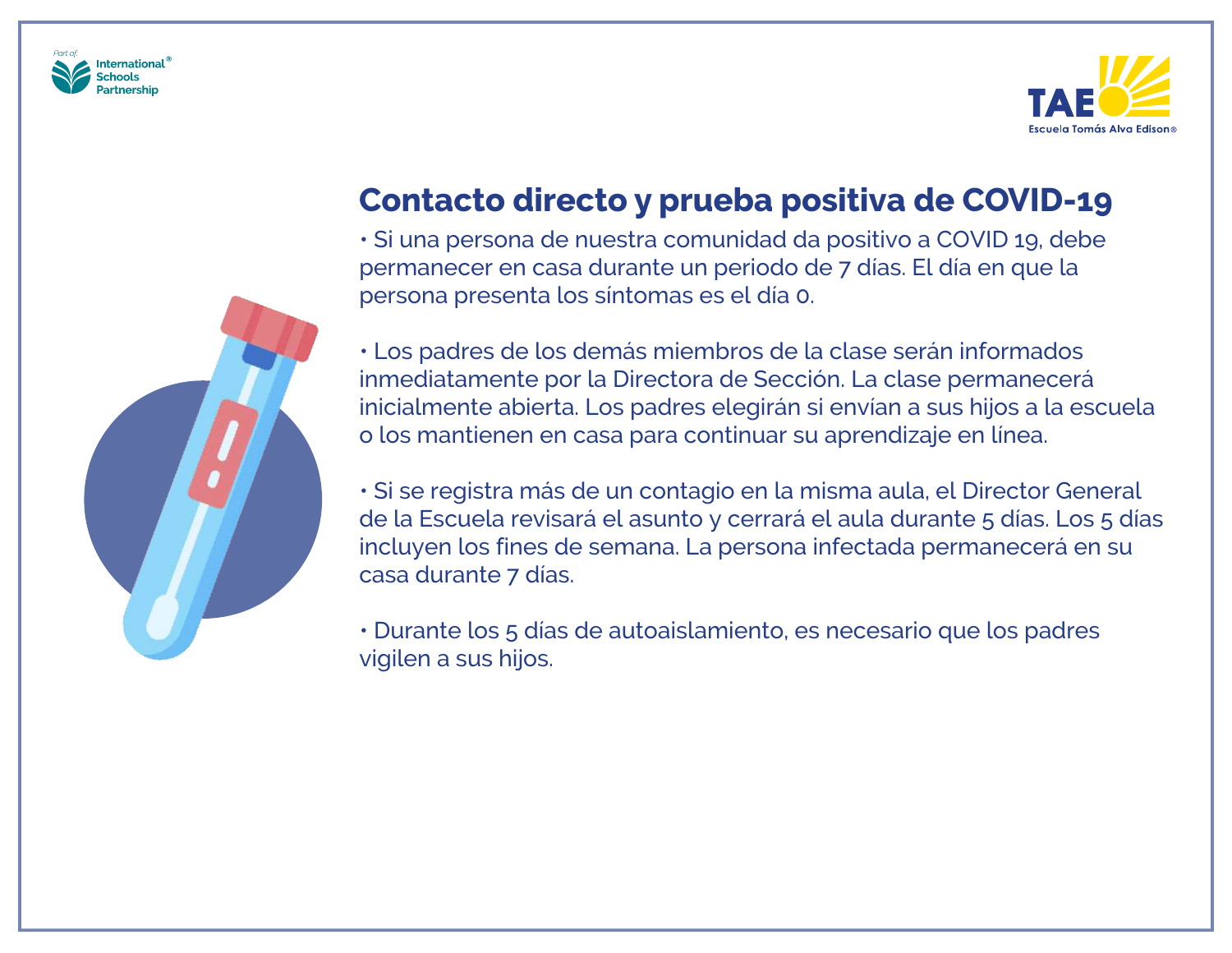## Contacto directo y prueba positiva de COVID-19

• Si una persona de nuestra comunidad da positivo a COVID 19, debe permanecer en casa durante un periodo de 7 días. El día en que la persona presenta los síntomas es el día 0.

• Los padres de los demás miembros de la clase serán informados inmediatamente por la Directora de Sección. La clase permanecerá inicialmente abierta. Los padres elegirán si envían a sus hijos a la escuela o los mantienen en casa para continuar su aprendizaje en línea.

• Si se registra más de un contagio en la misma aula, el Director General de la Escuela revisará el asunto y cerrará el aula durante 5 días. Los 5 días incluyen los fines de semana. La persona infectada permanecerá en su casa durante 7 días.

• Durante los 5 días de autoaislamiento, es necesario que los padres vigilen a sus hijos.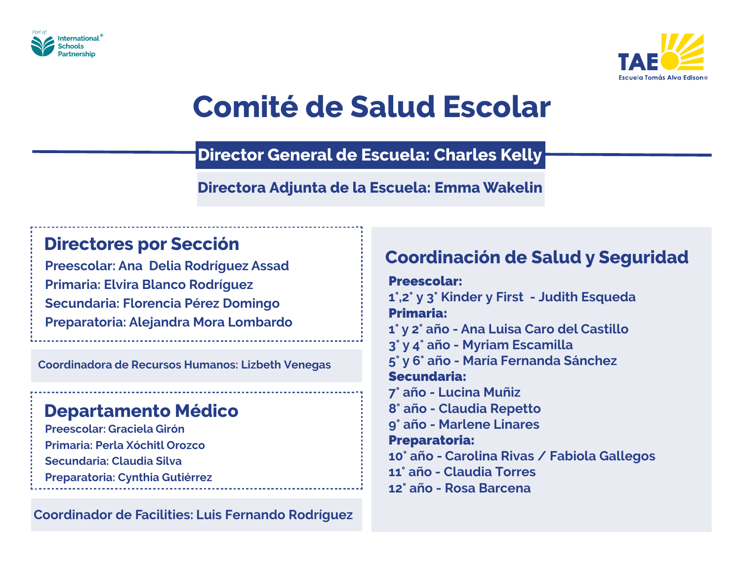Part of: International® Schools Partnership

TAE Escuela Tomás Alva Edison®

# Comité de Salud Escolar

**Director General de Escuela: Charles Kelly**

**Directora Adjunta de la Escuela: Emma Wakelin**

## Directores por Sección

Preescolar: Ana Delia Rodríguez Assad

Primaria: Elvira Blanco Rodríguez

Secundaria: Florencia Pérez Domingo

Preparatoria: Alejandra Mora Lombardo

Coordinadora de Recursos Humanos: Lizbeth Venegas

## Departamento Médico

Preescolar: Graciela Girón

Primaria: Perla Xóchitl Orozco

Secundaria: Claudia Silva

Preparatoria: Cynthia Gutiérrez

Coordinador de Facilities: Luis Fernando Rodríguez

## Coordinación de Salud y Seguridad

**Preescolar:**

1°,2° y 3° Kinder y First - Judith Esqueda

**Primaria:**

1° y 2° año - Ana Luisa Caro del Castillo

3° y 4° año - Myriam Escamilla

5° y 6° año - María Fernanda Sánchez

**Secundaria:**

7° año - Lucina Muñiz

8° año - Claudia Repetto

9° año - Marlene Linares

**Preparatoria:**

10° año - Carolina Rivas / Fabiola Gallegos

11° año - Claudia Torres

12° año - Rosa Barcena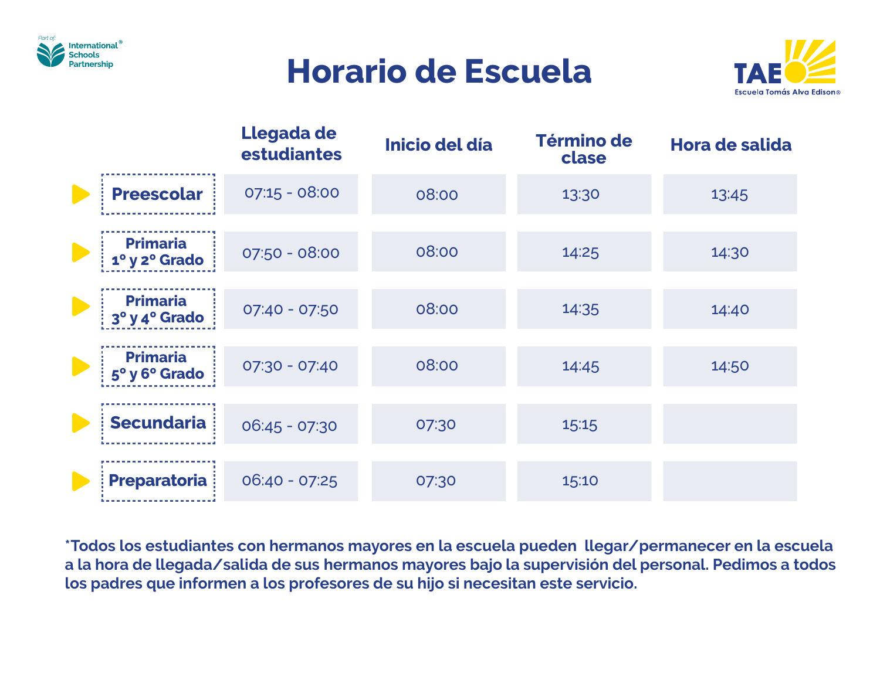Part of: International® Schools Partnership

# Horario de Escuela

TAE Escuela Tomás Alva Edison®

| | Llegada de estudiantes | Inicio del día | Término de clase | Hora de salida |
|---|---|---|---|---|
| Preescolar | 07:15 - 08:00 | 08:00 | 13:30 | 13:45 |
| Primaria 1º y 2º Grado | 07:50 - 08:00 | 08:00 | 14:25 | 14:30 |
| Primaria 3º y 4º Grado | 07:40 - 07:50 | 08:00 | 14:35 | 14:40 |
| Primaria 5º y 6º Grado | 07:30 - 07:40 | 08:00 | 14:45 | 14:50 |
| Secundaria | 06:45 - 07:30 | 07:30 | 15:15 | |
| Preparatoria | 06:40 - 07:25 | 07:30 | 15:10 | |

**\*Todos los estudiantes con hermanos mayores en la escuela pueden llegar/permanecer en la escuela a la hora de llegada/salida de sus hermanos mayores bajo la supervisión del personal. Pedimos a todos los padres que informen a los profesores de su hijo si necesitan este servicio.**